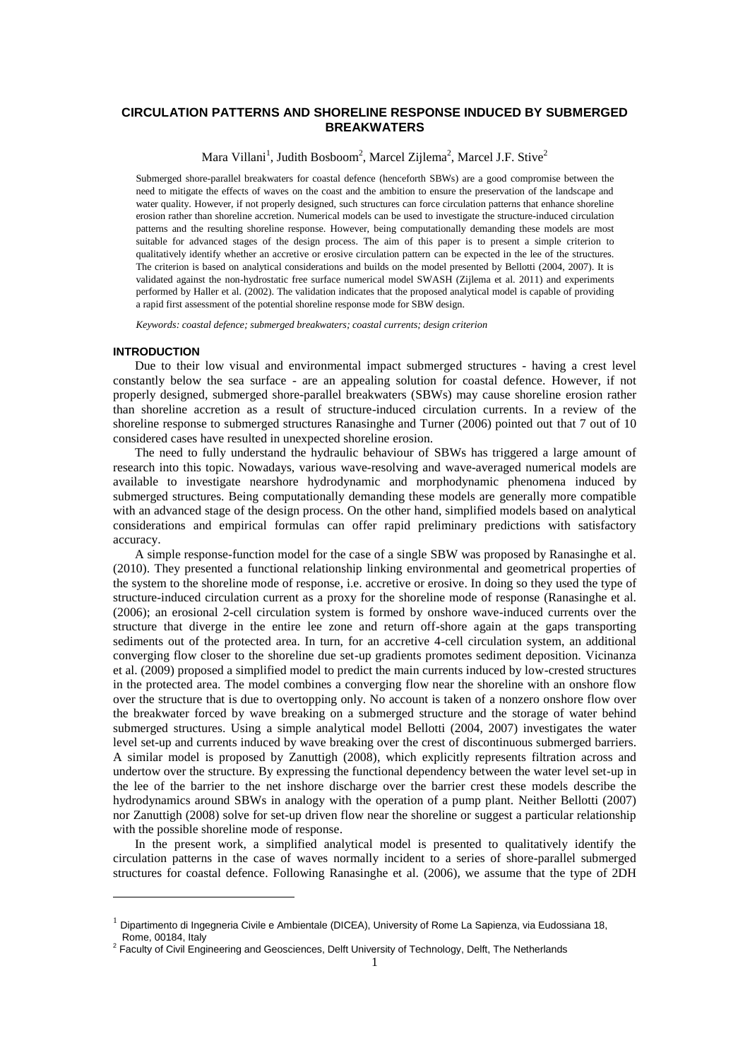# CIRCULATION PATTERNS AND SHORELINE RESPONSE INDUCED BY SUBMERGED BREAKWATERS

Mara Villani[1], Judith Bosboom[2], Marcel Zijlema[2], Marcel J.F. Stive[2]

Submerged shore-parallel breakwaters for coastal defence (henceforth SBWs) are a good compromise between the need to mitigate the effects of waves on the coast and the ambition to ensure the preservation of the landscape and water quality. However, if not properly designed, such structures can force circulation patterns that enhance shoreline erosion rather than shoreline accretion. Numerical models can be used to investigate the structure-induced circulation patterns and the resulting shoreline response. However, being computationally demanding these models are most suitable for advanced stages of the design process. The aim of this paper is to present a simple criterion to qualitatively identify whether an accretive or erosive circulation pattern can be expected in the lee of the structures. The criterion is based on analytical considerations and builds on the model presented by Bellotti (2004, 2007). It is validated against the non-hydrostatic free surface numerical model SWASH (Zijlema et al. 2011) and experiments performed by Haller et al. (2002). The validation indicates that the proposed analytical model is capable of providing a rapid first assessment of the potential shoreline response mode for SBW design.

*Keywords: coastal defence; submerged breakwaters; coastal currents; design criterion*

## INTRODUCTION

Due to their low visual and environmental impact submerged structures - having a crest level constantly below the sea surface - are an appealing solution for coastal defence. However, if not properly designed, submerged shore-parallel breakwaters (SBWs) may cause shoreline erosion rather than shoreline accretion as a result of structure-induced circulation currents. In a review of the shoreline response to submerged structures Ranasinghe and Turner (2006) pointed out that 7 out of 10 considered cases have resulted in unexpected shoreline erosion.

The need to fully understand the hydraulic behaviour of SBWs has triggered a large amount of research into this topic. Nowadays, various wave-resolving and wave-averaged numerical models are available to investigate nearshore hydrodynamic and morphodynamic phenomena induced by submerged structures. Being computationally demanding these models are generally more compatible with an advanced stage of the design process. On the other hand, simplified models based on analytical considerations and empirical formulas can offer rapid preliminary predictions with satisfactory accuracy.

A simple response-function model for the case of a single SBW was proposed by Ranasinghe et al. (2010). They presented a functional relationship linking environmental and geometrical properties of the system to the shoreline mode of response, i.e. accretive or erosive. In doing so they used the type of structure-induced circulation current as a proxy for the shoreline mode of response (Ranasinghe et al. (2006); an erosional 2-cell circulation system is formed by onshore wave-induced currents over the structure that diverge in the entire lee zone and return off-shore again at the gaps transporting sediments out of the protected area. In turn, for an accretive 4-cell circulation system, an additional converging flow closer to the shoreline due set-up gradients promotes sediment deposition. Vicinanza et al. (2009) proposed a simplified model to predict the main currents induced by low-crested structures in the protected area. The model combines a converging flow near the shoreline with an onshore flow over the structure that is due to overtopping only. No account is taken of a nonzero onshore flow over the breakwater forced by wave breaking on a submerged structure and the storage of water behind submerged structures. Using a simple analytical model Bellotti (2004, 2007) investigates the water level set-up and currents induced by wave breaking over the crest of discontinuous submerged barriers. A similar model is proposed by Zanuttigh (2008), which explicitly represents filtration across and undertow over the structure. By expressing the functional dependency between the water level set-up in the lee of the barrier to the net inshore discharge over the barrier crest these models describe the hydrodynamics around SBWs in analogy with the operation of a pump plant. Neither Bellotti (2007) nor Zanuttigh (2008) solve for set-up driven flow near the shoreline or suggest a particular relationship with the possible shoreline mode of response.

In the present work, a simplified analytical model is presented to qualitatively identify the circulation patterns in the case of waves normally incident to a series of shore-parallel submerged structures for coastal defence. Following Ranasinghe et al. (2006), we assume that the type of 2DH

[1] Dipartimento di Ingegneria Civile e Ambientale (DICEA), University of Rome La Sapienza, via Eudossiana 18, Rome, 00184, Italy

[2] Faculty of Civil Engineering and Geosciences, Delft University of Technology, Delft, The Netherlands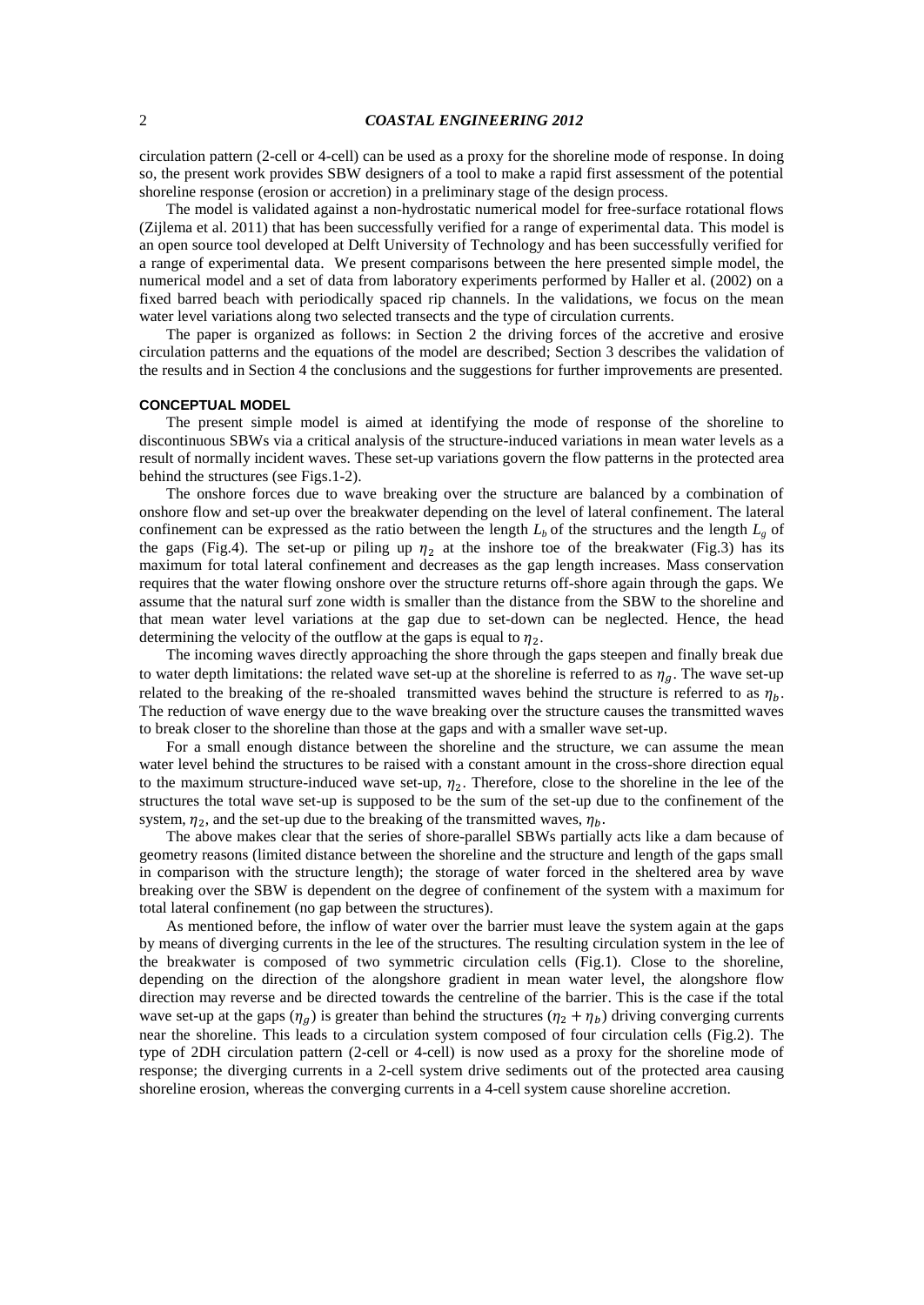circulation pattern (2-cell or 4-cell) can be used as a proxy for the shoreline mode of response. In doing so, the present work provides SBW designers of a tool to make a rapid first assessment of the potential shoreline response (erosion or accretion) in a preliminary stage of the design process.

The model is validated against a non-hydrostatic numerical model for free-surface rotational flows (Zijlema et al. 2011) that has been successfully verified for a range of experimental data. This model is an open source tool developed at Delft University of Technology and has been successfully verified for a range of experimental data. We present comparisons between the here presented simple model, the numerical model and a set of data from laboratory experiments performed by Haller et al. (2002) on a fixed barred beach with periodically spaced rip channels. In the validations, we focus on the mean water level variations along two selected transects and the type of circulation currents.

The paper is organized as follows: in Section 2 the driving forces of the accretive and erosive circulation patterns and the equations of the model are described; Section 3 describes the validation of the results and in Section 4 the conclusions and the suggestions for further improvements are presented.

## CONCEPTUAL MODEL

The present simple model is aimed at identifying the mode of response of the shoreline to discontinuous SBWs via a critical analysis of the structure-induced variations in mean water levels as a result of normally incident waves. These set-up variations govern the flow patterns in the protected area behind the structures (see Figs.1-2).

The onshore forces due to wave breaking over the structure are balanced by a combination of onshore flow and set-up over the breakwater depending on the level of lateral confinement. The lateral confinement can be expressed as the ratio between the length $L_b$ of the structures and the length $L_g$ of the gaps (Fig.4). The set-up or piling up $\eta_2$ at the inshore toe of the breakwater (Fig.3) has its maximum for total lateral confinement and decreases as the gap length increases. Mass conservation requires that the water flowing onshore over the structure returns off-shore again through the gaps. We assume that the natural surf zone width is smaller than the distance from the SBW to the shoreline and that mean water level variations at the gap due to set-down can be neglected. Hence, the head determining the velocity of the outflow at the gaps is equal to $\eta_2$.

The incoming waves directly approaching the shore through the gaps steepen and finally break due to water depth limitations: the related wave set-up at the shoreline is referred to as $\eta_g$. The wave set-up related to the breaking of the re-shoaled transmitted waves behind the structure is referred to as $\eta_b$. The reduction of wave energy due to the wave breaking over the structure causes the transmitted waves to break closer to the shoreline than those at the gaps and with a smaller wave set-up.

For a small enough distance between the shoreline and the structure, we can assume the mean water level behind the structures to be raised with a constant amount in the cross-shore direction equal to the maximum structure-induced wave set-up, $\eta_2$. Therefore, close to the shoreline in the lee of the structures the total wave set-up is supposed to be the sum of the set-up due to the confinement of the system, $\eta_2$, and the set-up due to the breaking of the transmitted waves, $\eta_b$.

The above makes clear that the series of shore-parallel SBWs partially acts like a dam because of geometry reasons (limited distance between the shoreline and the structure and length of the gaps small in comparison with the structure length); the storage of water forced in the sheltered area by wave breaking over the SBW is dependent on the degree of confinement of the system with a maximum for total lateral confinement (no gap between the structures).

As mentioned before, the inflow of water over the barrier must leave the system again at the gaps by means of diverging currents in the lee of the structures. The resulting circulation system in the lee of the breakwater is composed of two symmetric circulation cells (Fig.1). Close to the shoreline, depending on the direction of the alongshore gradient in mean water level, the alongshore flow direction may reverse and be directed towards the centreline of the barrier. This is the case if the total wave set-up at the gaps ($\eta_g$) is greater than behind the structures ($\eta_2 + \eta_b$) driving converging currents near the shoreline. This leads to a circulation system composed of four circulation cells (Fig.2). The type of 2DH circulation pattern (2-cell or 4-cell) is now used as a proxy for the shoreline mode of response; the diverging currents in a 2-cell system drive sediments out of the protected area causing shoreline erosion, whereas the converging currents in a 4-cell system cause shoreline accretion.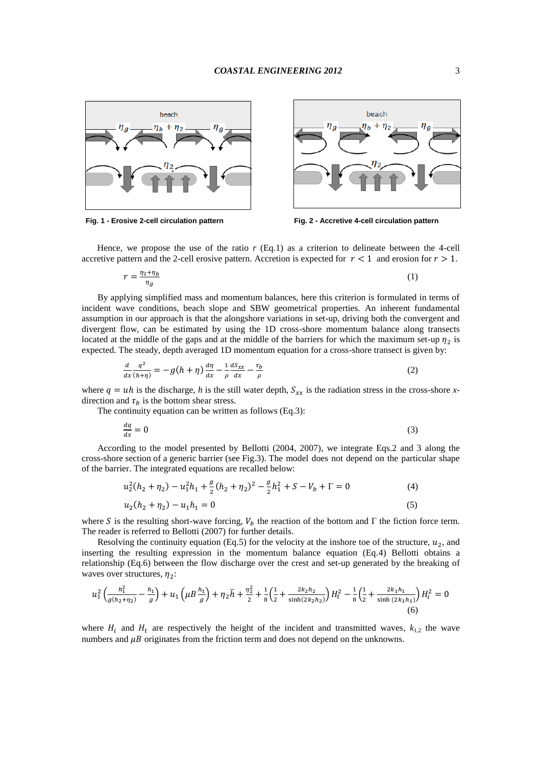Fig. 1 - Erosive 2-cell circulation pattern

Fig. 2 - Accretive 4-cell circulation pattern

Hence, we propose the use of the ratio $r$ (Eq.1) as a criterion to delineate between the 4-cell accretive pattern and the 2-cell erosive pattern. Accretion is expected for $r < 1$ and erosion for $r > 1$.

$$r = \frac{\eta_2 + \eta_b}{\eta_g} \tag{1}$$

By applying simplified mass and momentum balances, here this criterion is formulated in terms of incident wave conditions, beach slope and SBW geometrical properties. An inherent fundamental assumption in our approach is that the alongshore variations in set-up, driving both the convergent and divergent flow, can be estimated by using the 1D cross-shore momentum balance along transects located at the middle of the gaps and at the middle of the barriers for which the maximum set-up $\eta_2$ is expected. The steady, depth averaged 1D momentum equation for a cross-shore transect is given by:

$$\frac{d}{dx}\frac{q^2}{(h+\eta)} = -g(h+\eta)\frac{d\eta}{dx} - \frac{1}{\rho}\frac{dS_{xx}}{dx} - \frac{\tau_b}{\rho} \tag{2}$$

where $q = uh$ is the discharge, $h$ is the still water depth, $S_{xx}$ is the radiation stress in the cross-shore $x$-direction and $\tau_b$ is the bottom shear stress.

The continuity equation can be written as follows (Eq.3):

$$\frac{dq}{dx} = 0 \tag{3}$$

According to the model presented by Bellotti (2004, 2007), we integrate Eqs.2 and 3 along the cross-shore section of a generic barrier (see Fig.3). The model does not depend on the particular shape of the barrier. The integrated equations are recalled below:

$$u_2^2(h_2+\eta_2) - u_1^2 h_1 + \frac{g}{2}(h_2+\eta_2)^2 - \frac{g}{2}h_1^2 + S - V_b + \Gamma = 0 \tag{4}$$

$$u_2(h_2+\eta_2) - u_1 h_1 = 0 \tag{5}$$

where $S$ is the resulting short-wave forcing, $V_b$ the reaction of the bottom and $\Gamma$ the fiction force term. The reader is referred to Bellotti (2007) for further details.

Resolving the continuity equation (Eq.5) for the velocity at the inshore toe of the structure, $u_2$, and inserting the resulting expression in the momentum balance equation (Eq.4) Bellotti obtains a relationship (Eq.6) between the flow discharge over the crest and set-up generated by the breaking of waves over structures, $\eta_2$:

$$u_1^2\left(\frac{h_1^2}{g(h_2+\eta_2)} - \frac{h_1}{g}\right) + u_1\left(\mu B\frac{h_1}{g}\right) + \eta_2\bar{h} + \frac{\eta_2^2}{2} + \frac{1}{8}\left(\frac{1}{2} + \frac{2k_2h_2}{\sinh(2k_2h_2)}\right)H_t^2 - \frac{1}{8}\left(\frac{1}{2} + \frac{2k_1h_1}{\sinh(2k_1h_1)}\right)H_i^2 = 0 \tag{6}$$

where $H_i$ and $H_t$ are respectively the height of the incident and transmitted waves, $k_{1,2}$ the wave numbers and $\mu B$ originates from the friction term and does not depend on the unknowns.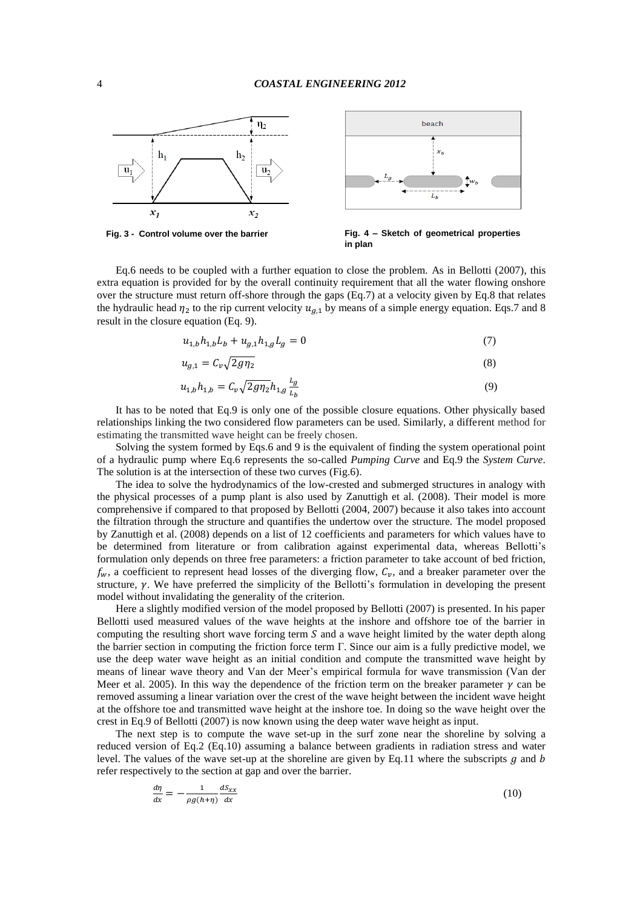Fig. 3 - Control volume over the barrier

Fig. 4 – Sketch of geometrical properties in plan

Eq.6 needs to be coupled with a further equation to close the problem. As in Bellotti (2007), this extra equation is provided for by the overall continuity requirement that all the water flowing onshore over the structure must return off-shore through the gaps (Eq.7) at a velocity given by Eq.8 that relates the hydraulic head $\eta_2$ to the rip current velocity $u_{g,1}$ by means of a simple energy equation. Eqs.7 and 8 result in the closure equation (Eq. 9).

$$u_{1,b}h_{1,b}L_b + u_{g,1}h_{1,g}L_g = 0 \tag{7}$$

$$u_{g,1} = C_v\sqrt{2g\eta_2} \tag{8}$$

$$u_{1,b}h_{1,b} = C_v\sqrt{2g\eta_2}h_{1,g}\frac{L_g}{L_b} \tag{9}$$

It has to be noted that Eq.9 is only one of the possible closure equations. Other physically based relationships linking the two considered flow parameters can be used. Similarly, a different method for estimating the transmitted wave height can be freely chosen.

Solving the system formed by Eqs.6 and 9 is the equivalent of finding the system operational point of a hydraulic pump where Eq.6 represents the so-called *Pumping Curve* and Eq.9 the *System Curve*. The solution is at the intersection of these two curves (Fig.6).

The idea to solve the hydrodynamics of the low-crested and submerged structures in analogy with the physical processes of a pump plant is also used by Zanuttigh et al. (2008). Their model is more comprehensive if compared to that proposed by Bellotti (2004, 2007) because it also takes into account the filtration through the structure and quantifies the undertow over the structure. The model proposed by Zanuttigh et al. (2008) depends on a list of 12 coefficients and parameters for which values have to be determined from literature or from calibration against experimental data, whereas Bellotti's formulation only depends on three free parameters: a friction parameter to take account of bed friction, $f_w$, a coefficient to represent head losses of the diverging flow, $C_v$, and a breaker parameter over the structure, $\gamma$. We have preferred the simplicity of the Bellotti's formulation in developing the present model without invalidating the generality of the criterion.

Here a slightly modified version of the model proposed by Bellotti (2007) is presented. In his paper Bellotti used measured values of the wave heights at the inshore and offshore toe of the barrier in computing the resulting short wave forcing term $S$ and a wave height limited by the water depth along the barrier section in computing the friction force term $\Gamma$. Since our aim is a fully predictive model, we use the deep water wave height as an initial condition and compute the transmitted wave height by means of linear wave theory and Van der Meer's empirical formula for wave transmission (Van der Meer et al. 2005). In this way the dependence of the friction term on the breaker parameter $\gamma$ can be removed assuming a linear variation over the crest of the wave height between the incident wave height at the offshore toe and transmitted wave height at the inshore toe. In doing so the wave height over the crest in Eq.9 of Bellotti (2007) is now known using the deep water wave height as input.

The next step is to compute the wave set-up in the surf zone near the shoreline by solving a reduced version of Eq.2 (Eq.10) assuming a balance between gradients in radiation stress and water level. The values of the wave set-up at the shoreline are given by Eq.11 where the subscripts $g$ and $b$ refer respectively to the section at gap and over the barrier.

$$\frac{d\eta}{dx} = -\frac{1}{\rho g(h+\eta)}\frac{dS_{xx}}{dx} \tag{10}$$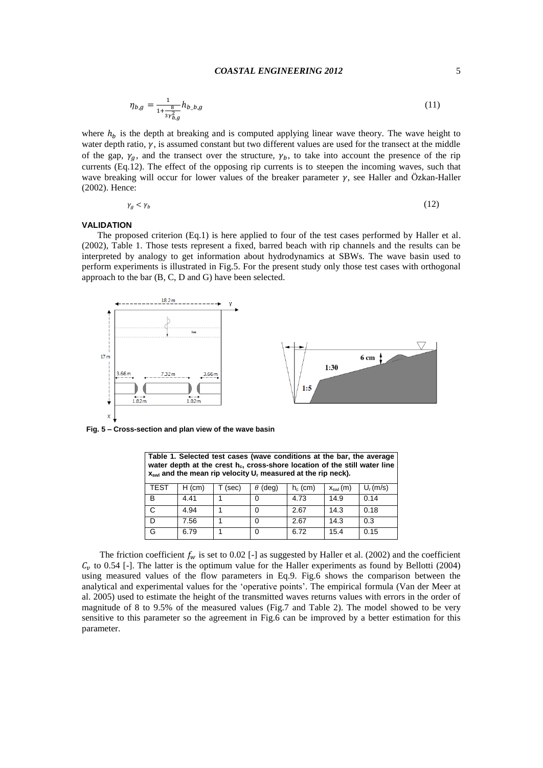$$\eta_{b,g} = \frac{1}{1+\frac{8}{3\gamma_{b,g}^2}} h_{b\_b,g} \tag{11}$$

where $h_b$ is the depth at breaking and is computed applying linear wave theory. The wave height to water depth ratio, $\gamma$, is assumed constant but two different values are used for the transect at the middle of the gap, $\gamma_g$, and the transect over the structure, $\gamma_b$, to take into account the presence of the rip currents (Eq.12). The effect of the opposing rip currents is to steepen the incoming waves, such that wave breaking will occur for lower values of the breaker parameter $\gamma$, see Haller and Özkan-Haller (2002). Hence:

$$\gamma_g < \gamma_b \tag{12}$$

## VALIDATION

The proposed criterion (Eq.1) is here applied to four of the test cases performed by Haller et al. (2002), Table 1. Those tests represent a fixed, barred beach with rip channels and the results can be interpreted by analogy to get information about hydrodynamics at SBWs. The wave basin used to perform experiments is illustrated in Fig.5. For the present study only those test cases with orthogonal approach to the bar (B, C, D and G) have been selected.

**Fig. 5 – Cross-section and plan view of the wave basin**

**Table 1. Selected test cases (wave conditions at the bar, the average water depth at the crest $h_c$, cross-shore location of the still water line $x_{swl}$ and the mean rip velocity $U_r$ measured at the rip neck).**

| TEST | H (cm) | T (sec) | $\theta$ (deg) | $h_c$ (cm) | $x_{swl}$ (m) | $U_r$ (m/s) |
|---|---|---|---|---|---|---|
| B | 4.41 | 1 | 0 | 4.73 | 14.9 | 0.14 |
| C | 4.94 | 1 | 0 | 2.67 | 14.3 | 0.18 |
| D | 7.56 | 1 | 0 | 2.67 | 14.3 | 0.3 |
| G | 6.79 | 1 | 0 | 6.72 | 15.4 | 0.15 |

The friction coefficient $f_w$ is set to 0.02 [-] as suggested by Haller et al. (2002) and the coefficient $C_v$ to 0.54 [-]. The latter is the optimum value for the Haller experiments as found by Bellotti (2004) using measured values of the flow parameters in Eq.9. Fig.6 shows the comparison between the analytical and experimental values for the 'operative points'. The empirical formula (Van der Meer at al. 2005) used to estimate the height of the transmitted waves returns values with errors in the order of magnitude of 8 to 9.5% of the measured values (Fig.7 and Table 2). The model showed to be very sensitive to this parameter so the agreement in Fig.6 can be improved by a better estimation for this parameter.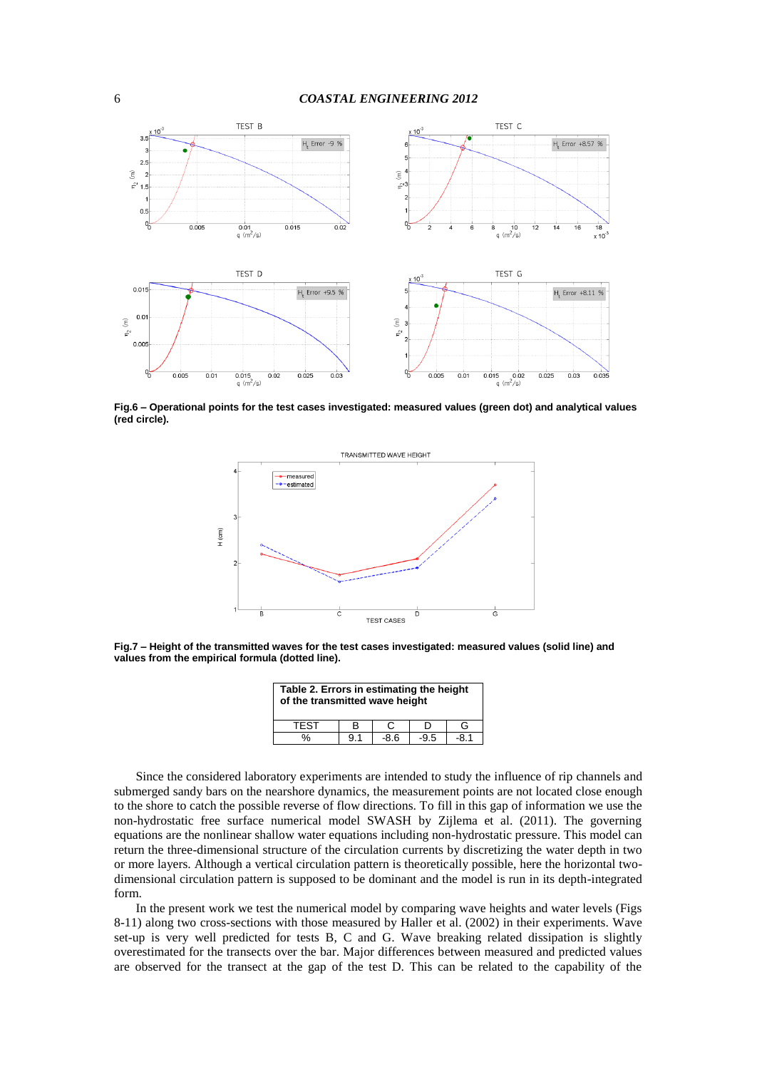Fig.6 – Operational points for the test cases investigated: measured values (green dot) and analytical values (red circle).

Fig.7 – Height of the transmitted waves for the test cases investigated: measured values (solid line) and values from the empirical formula (dotted line).

**Table 2. Errors in estimating the height of the transmitted wave height**

| TEST | B | C | D | G |
|---|---|---|---|---|
| % | 9.1 | -8.6 | -9.5 | -8.1 |

Since the considered laboratory experiments are intended to study the influence of rip channels and submerged sandy bars on the nearshore dynamics, the measurement points are not located close enough to the shore to catch the possible reverse of flow directions. To fill in this gap of information we use the non-hydrostatic free surface numerical model SWASH by Zijlema et al. (2011). The governing equations are the nonlinear shallow water equations including non-hydrostatic pressure. This model can return the three-dimensional structure of the circulation currents by discretizing the water depth in two or more layers. Although a vertical circulation pattern is theoretically possible, here the horizontal two-dimensional circulation pattern is supposed to be dominant and the model is run in its depth-integrated form.

In the present work we test the numerical model by comparing wave heights and water levels (Figs 8-11) along two cross-sections with those measured by Haller et al. (2002) in their experiments. Wave set-up is very well predicted for tests B, C and G. Wave breaking related dissipation is slightly overestimated for the transects over the bar. Major differences between measured and predicted values are observed for the transect at the gap of the test D. This can be related to the capability of the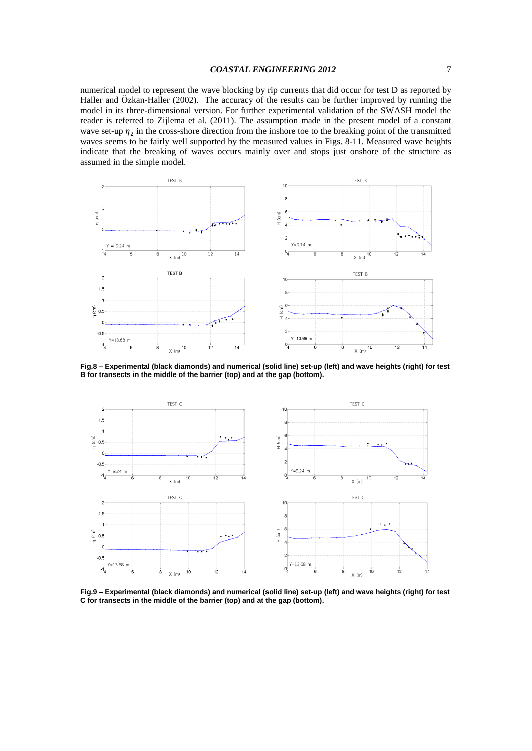numerical model to represent the wave blocking by rip currents that did occur for test D as reported by Haller and Özkan-Haller (2002). The accuracy of the results can be further improved by running the model in its three-dimensional version. For further experimental validation of the SWASH model the reader is referred to Zijlema et al. (2011). The assumption made in the present model of a constant wave set-up $\eta_2$ in the cross-shore direction from the inshore toe to the breaking point of the transmitted waves seems to be fairly well supported by the measured values in Figs. 8-11. Measured wave heights indicate that the breaking of waves occurs mainly over and stops just onshore of the structure as assumed in the simple model.

**Fig.8 – Experimental (black diamonds) and numerical (solid line) set-up (left) and wave heights (right) for test B for transects in the middle of the barrier (top) and at the gap (bottom).**

**Fig.9 – Experimental (black diamonds) and numerical (solid line) set-up (left) and wave heights (right) for test C for transects in the middle of the barrier (top) and at the gap (bottom).**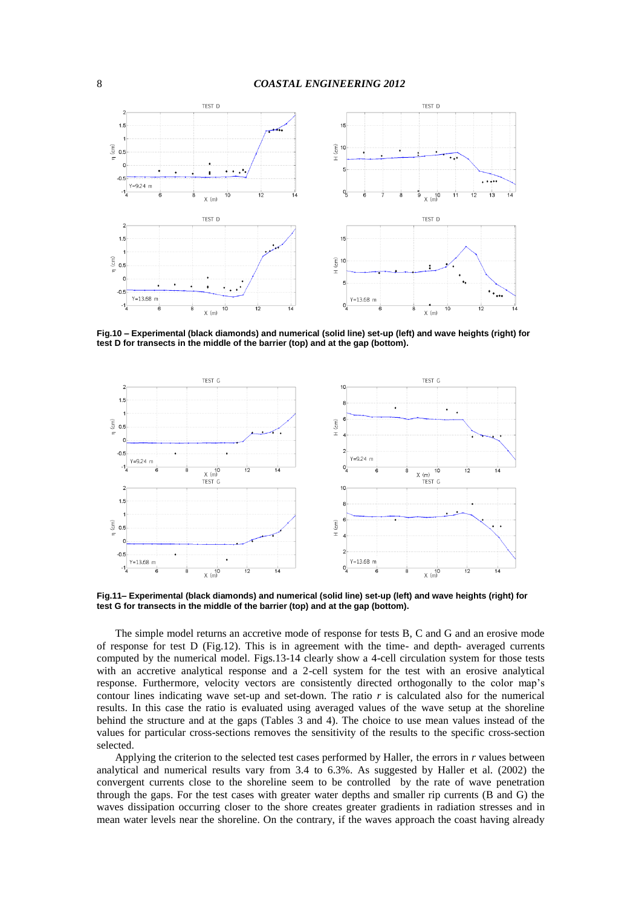**Fig.10 – Experimental (black diamonds) and numerical (solid line) set-up (left) and wave heights (right) for test D for transects in the middle of the barrier (top) and at the gap (bottom).**

**Fig.11– Experimental (black diamonds) and numerical (solid line) set-up (left) and wave heights (right) for test G for transects in the middle of the barrier (top) and at the gap (bottom).**

The simple model returns an accretive mode of response for tests B, C and G and an erosive mode of response for test D (Fig.12). This is in agreement with the time- and depth- averaged currents computed by the numerical model. Figs.13-14 clearly show a 4-cell circulation system for those tests with an accretive analytical response and a 2-cell system for the test with an erosive analytical response. Furthermore, velocity vectors are consistently directed orthogonally to the color map's contour lines indicating wave set-up and set-down. The ratio $r$ is calculated also for the numerical results. In this case the ratio is evaluated using averaged values of the wave setup at the shoreline behind the structure and at the gaps (Tables 3 and 4). The choice to use mean values instead of the values for particular cross-sections removes the sensitivity of the results to the specific cross-section selected.

Applying the criterion to the selected test cases performed by Haller, the errors in $r$ values between analytical and numerical results vary from 3.4 to 6.3%. As suggested by Haller et al. (2002) the convergent currents close to the shoreline seem to be controlled by the rate of wave penetration through the gaps. For the test cases with greater water depths and smaller rip currents (B and G) the waves dissipation occurring closer to the shore creates greater gradients in radiation stresses and in mean water levels near the shoreline. On the contrary, if the waves approach the coast having already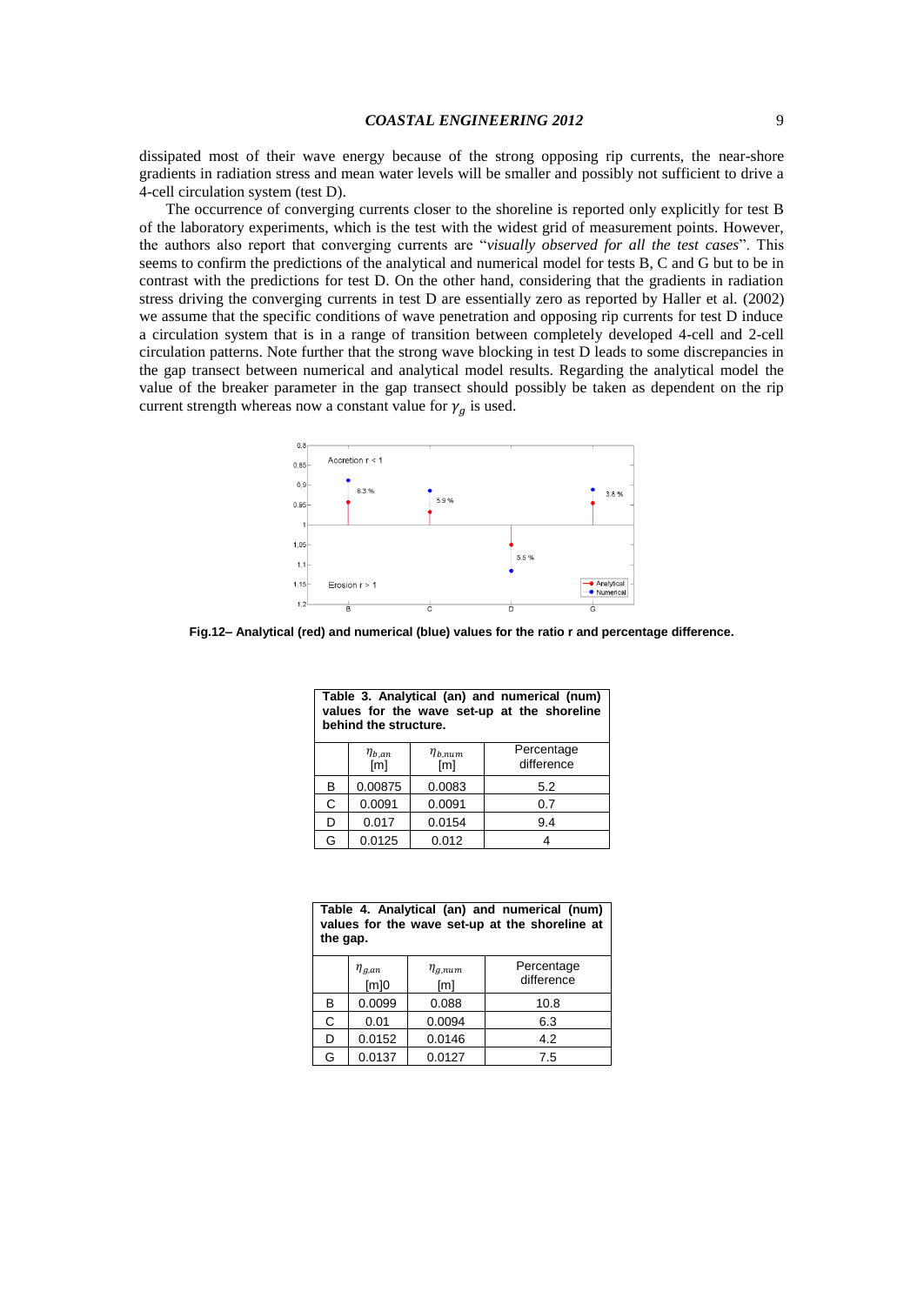dissipated most of their wave energy because of the strong opposing rip currents, the near-shore gradients in radiation stress and mean water levels will be smaller and possibly not sufficient to drive a 4-cell circulation system (test D).

The occurrence of converging currents closer to the shoreline is reported only explicitly for test B of the laboratory experiments, which is the test with the widest grid of measurement points. However, the authors also report that converging currents are "*visually observed for all the test cases*". This seems to confirm the predictions of the analytical and numerical model for tests B, C and G but to be in contrast with the predictions for test D. On the other hand, considering that the gradients in radiation stress driving the converging currents in test D are essentially zero as reported by Haller et al. (2002) we assume that the specific conditions of wave penetration and opposing rip currents for test D induce a circulation system that is in a range of transition between completely developed 4-cell and 2-cell circulation patterns. Note further that the strong wave blocking in test D leads to some discrepancies in the gap transect between numerical and analytical model results. Regarding the analytical model the value of the breaker parameter in the gap transect should possibly be taken as dependent on the rip current strength whereas now a constant value for $\gamma_g$ is used.

**Fig.12– Analytical (red) and numerical (blue) values for the ratio r and percentage difference.**

**Table 3. Analytical (an) and numerical (num) values for the wave set-up at the shoreline behind the structure.**

| | $\eta_{b,an}$ [m] | $\eta_{b,num}$ [m] | Percentage difference |
|---|---|---|---|
| B | 0.00875 | 0.0083 | 5.2 |
| C | 0.0091 | 0.0091 | 0.7 |
| D | 0.017 | 0.0154 | 9.4 |
| G | 0.0125 | 0.012 | 4 |

**Table 4. Analytical (an) and numerical (num) values for the wave set-up at the shoreline at the gap.**

| | $\eta_{g,an}$ [m]0 | $\eta_{g,num}$ [m] | Percentage difference |
|---|---|---|---|
| B | 0.0099 | 0.088 | 10.8 |
| C | 0.01 | 0.0094 | 6.3 |
| D | 0.0152 | 0.0146 | 4.2 |
| G | 0.0137 | 0.0127 | 7.5 |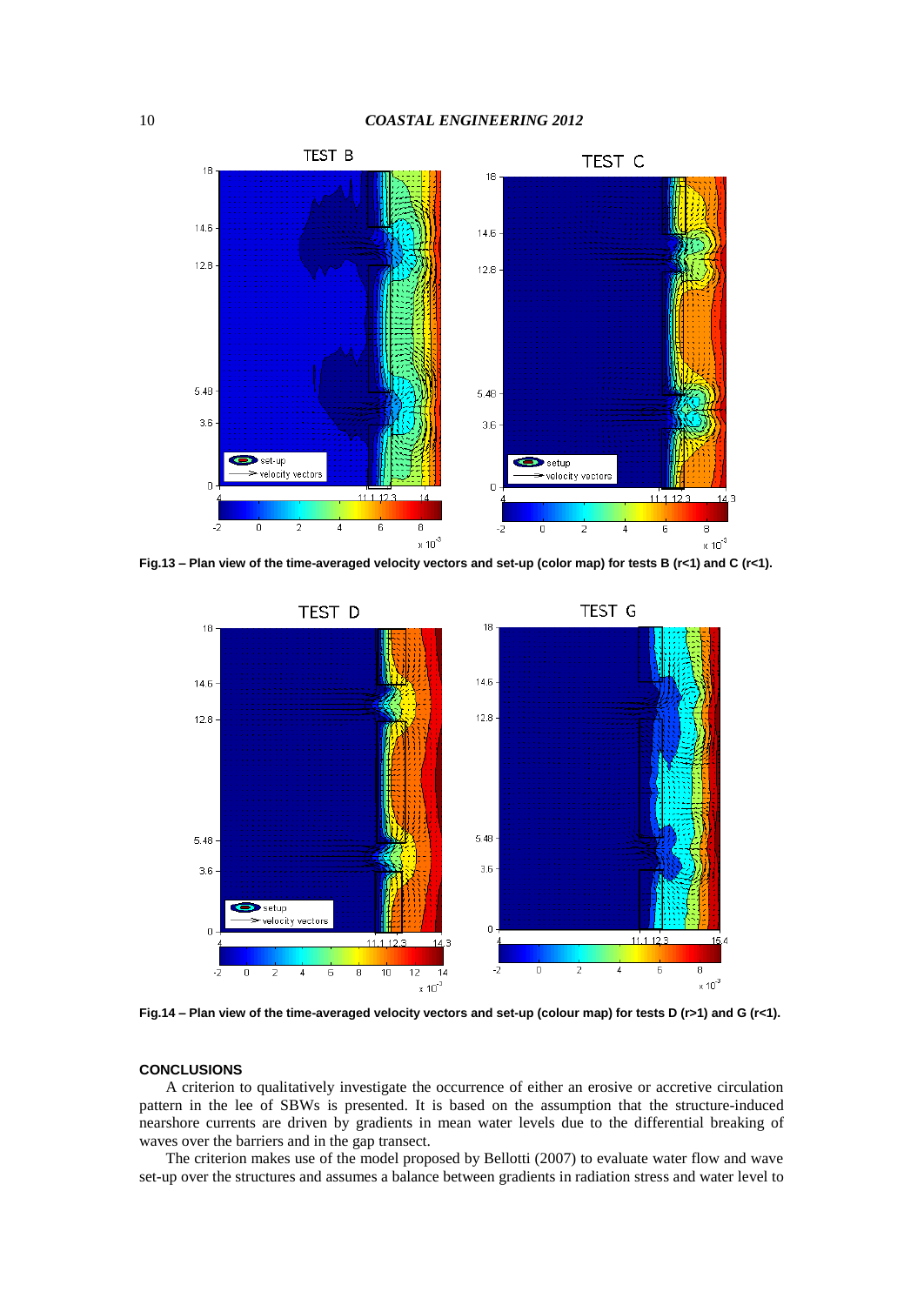Fig.13 – Plan view of the time-averaged velocity vectors and set-up (color map) for tests B (r<1) and C (r<1).

Fig.14 – Plan view of the time-averaged velocity vectors and set-up (colour map) for tests D (r>1) and G (r<1).

## CONCLUSIONS

A criterion to qualitatively investigate the occurrence of either an erosive or accretive circulation pattern in the lee of SBWs is presented. It is based on the assumption that the structure-induced nearshore currents are driven by gradients in mean water levels due to the differential breaking of waves over the barriers and in the gap transect.

The criterion makes use of the model proposed by Bellotti (2007) to evaluate water flow and wave set-up over the structures and assumes a balance between gradients in radiation stress and water level to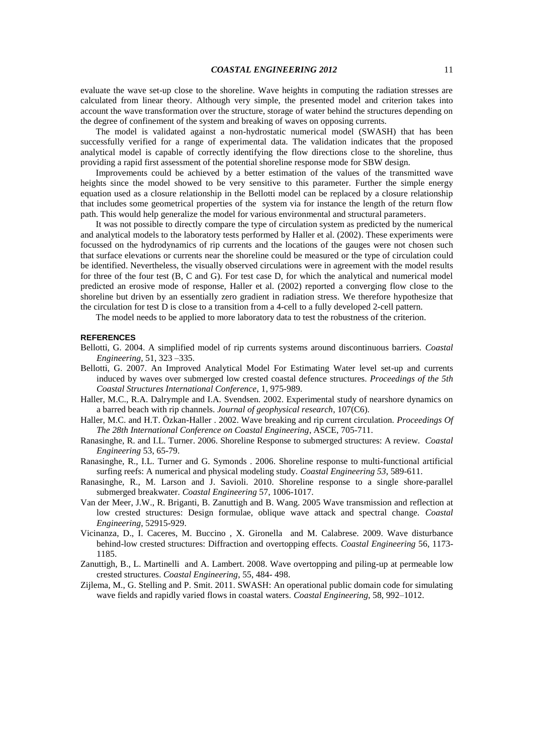evaluate the wave set-up close to the shoreline. Wave heights in computing the radiation stresses are calculated from linear theory. Although very simple, the presented model and criterion takes into account the wave transformation over the structure, storage of water behind the structures depending on the degree of confinement of the system and breaking of waves on opposing currents.

The model is validated against a non-hydrostatic numerical model (SWASH) that has been successfully verified for a range of experimental data. The validation indicates that the proposed analytical model is capable of correctly identifying the flow directions close to the shoreline, thus providing a rapid first assessment of the potential shoreline response mode for SBW design.

Improvements could be achieved by a better estimation of the values of the transmitted wave heights since the model showed to be very sensitive to this parameter. Further the simple energy equation used as a closure relationship in the Bellotti model can be replaced by a closure relationship that includes some geometrical properties of the system via for instance the length of the return flow path. This would help generalize the model for various environmental and structural parameters.

It was not possible to directly compare the type of circulation system as predicted by the numerical and analytical models to the laboratory tests performed by Haller et al. (2002). These experiments were focussed on the hydrodynamics of rip currents and the locations of the gauges were not chosen such that surface elevations or currents near the shoreline could be measured or the type of circulation could be identified. Nevertheless, the visually observed circulations were in agreement with the model results for three of the four test (B, C and G). For test case D, for which the analytical and numerical model predicted an erosive mode of response, Haller et al. (2002) reported a converging flow close to the shoreline but driven by an essentially zero gradient in radiation stress. We therefore hypothesize that the circulation for test D is close to a transition from a 4-cell to a fully developed 2-cell pattern.

The model needs to be applied to more laboratory data to test the robustness of the criterion.

## REFERENCES

Bellotti, G. 2004. A simplified model of rip currents systems around discontinuous barriers. *Coastal Engineering*, 51, 323 –335.

Bellotti, G. 2007. An Improved Analytical Model For Estimating Water level set-up and currents induced by waves over submerged low crested coastal defence structures. *Proceedings of the 5th Coastal Structures International Conference*, 1, 975-989.

Haller, M.C., R.A. Dalrymple and I.A. Svendsen. 2002. Experimental study of nearshore dynamics on a barred beach with rip channels. *Journal of geophysical research*, 107(C6).

Haller, M.C. and H.T. Özkan-Haller . 2002. Wave breaking and rip current circulation. *Proceedings Of The 28th International Conference on Coastal Engineering*, ASCE, 705-711.

Ranasinghe, R. and I.L. Turner. 2006. Shoreline Response to submerged structures: A review. *Coastal Engineering* 53, 65-79.

Ranasinghe, R., I.L. Turner and G. Symonds . 2006. Shoreline response to multi-functional artificial surfing reefs: A numerical and physical modeling study. *Coastal Engineering 53*, 589-611.

Ranasinghe, R., M. Larson and J. Savioli. 2010. Shoreline response to a single shore-parallel submerged breakwater. *Coastal Engineering* 57, 1006-1017.

Van der Meer, J.W., R. Briganti, B. Zanuttigh and B. Wang. 2005 Wave transmission and reflection at low crested structures: Design formulae, oblique wave attack and spectral change. *Coastal Engineering*, 52915-929.

Vicinanza, D., I. Caceres, M. Buccino , X. Gironella and M. Calabrese. 2009. Wave disturbance behind-low crested structures: Diffraction and overtopping effects. *Coastal Engineering* 56, 1173-1185.

Zanuttigh, B., L. Martinelli and A. Lambert. 2008. Wave overtopping and piling-up at permeable low crested structures. *Coastal Engineering*, 55, 484- 498.

Zijlema, M., G. Stelling and P. Smit. 2011. SWASH: An operational public domain code for simulating wave fields and rapidly varied flows in coastal waters. *Coastal Engineering*, 58, 992–1012.